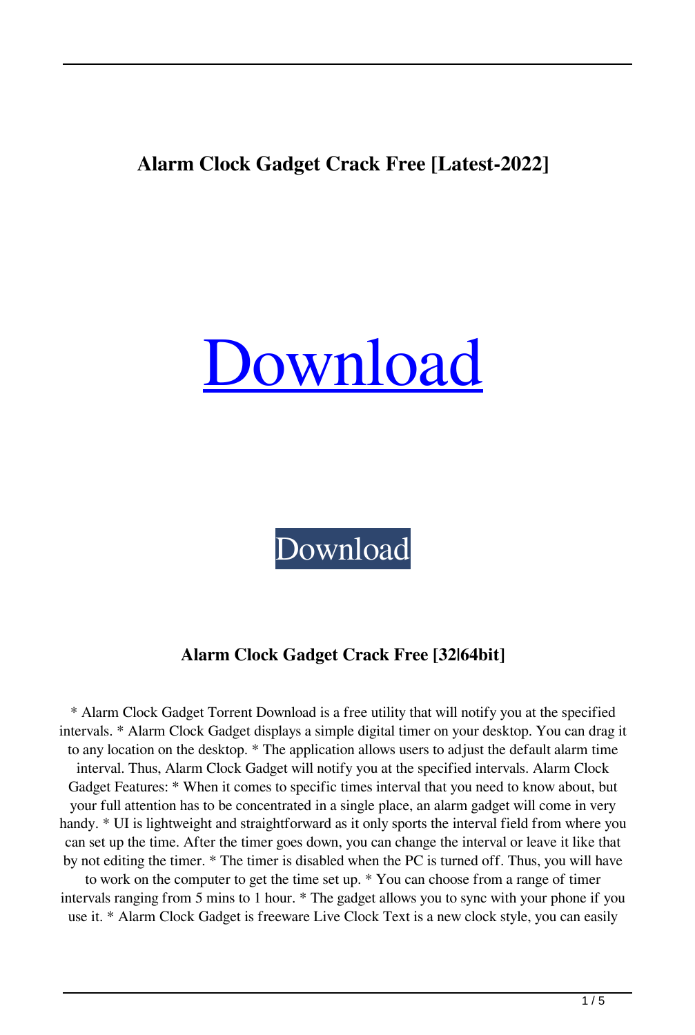# Alarm Clock Gadget Crack Free [Latest-2022]

Download

Download

## Alarm Clock Gadget Crack Free [32|64bit]

* Alarm Clock Gadget Torrent Download is a free utility that will notify you at the specified intervals. * Alarm Clock Gadget displays a simple digital timer on your desktop. You can drag it to any location on the desktop. * The application allows users to adjust the default alarm time interval. Thus, Alarm Clock Gadget will notify you at the specified intervals. Alarm Clock Gadget Features: * When it comes to specific times interval that you need to know about, but your full attention has to be concentrated in a single place, an alarm gadget will come in very handy. * UI is lightweight and straightforward as it only sports the interval field from where you can set up the time. After the timer goes down, you can change the interval or leave it like that by not editing the timer. * The timer is disabled when the PC is turned off. Thus, you will have to work on the computer to get the time set up. * You can choose from a range of timer intervals ranging from 5 mins to 1 hour. * The gadget allows you to sync with your phone if you use it. * Alarm Clock Gadget is freeware Live Clock Text is a new clock style, you can easily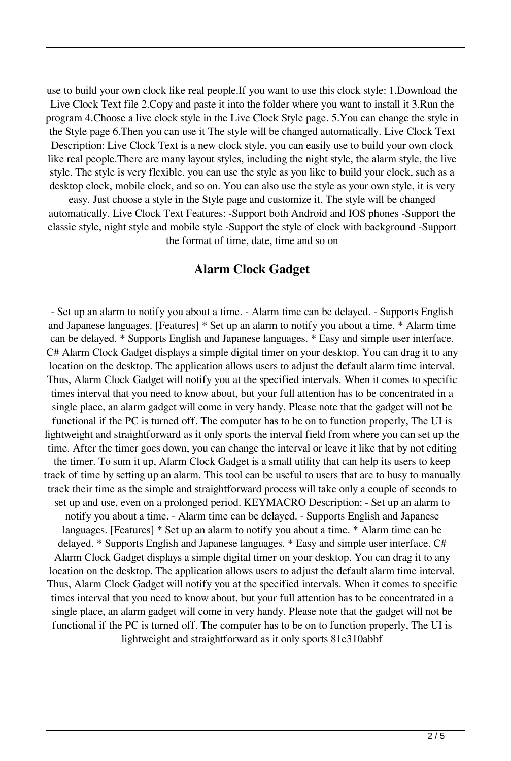use to build your own clock like real people.If you want to use this clock style: 1.Download the Live Clock Text file 2.Copy and paste it into the folder where you want to install it 3.Run the program 4.Choose a live clock style in the Live Clock Style page. 5.You can change the style in the Style page 6.Then you can use it The style will be changed automatically. Live Clock Text Description: Live Clock Text is a new clock style, you can easily use to build your own clock like real people.There are many layout styles, including the night style, the alarm style, the live style. The style is very flexible. you can use the style as you like to build your clock, such as a desktop clock, mobile clock, and so on. You can also use the style as your own style, it is very easy. Just choose a style in the Style page and customize it. The style will be changed automatically. Live Clock Text Features: -Support both Android and IOS phones -Support the classic style, night style and mobile style -Support the style of clock with background -Support the format of time, date, time and so on

## Alarm Clock Gadget

- Set up an alarm to notify you about a time. - Alarm time can be delayed. - Supports English and Japanese languages. [Features] * Set up an alarm to notify you about a time. * Alarm time can be delayed. * Supports English and Japanese languages. * Easy and simple user interface. C# Alarm Clock Gadget displays a simple digital timer on your desktop. You can drag it to any location on the desktop. The application allows users to adjust the default alarm time interval. Thus, Alarm Clock Gadget will notify you at the specified intervals. When it comes to specific times interval that you need to know about, but your full attention has to be concentrated in a single place, an alarm gadget will come in very handy. Please note that the gadget will not be functional if the PC is turned off. The computer has to be on to function properly, The UI is lightweight and straightforward as it only sports the interval field from where you can set up the time. After the timer goes down, you can change the interval or leave it like that by not editing the timer. To sum it up, Alarm Clock Gadget is a small utility that can help its users to keep track of time by setting up an alarm. This tool can be useful to users that are to busy to manually track their time as the simple and straightforward process will take only a couple of seconds to set up and use, even on a prolonged period. KEYMACRO Description: - Set up an alarm to notify you about a time. - Alarm time can be delayed. - Supports English and Japanese languages. [Features] * Set up an alarm to notify you about a time. * Alarm time can be delayed. * Supports English and Japanese languages. * Easy and simple user interface. C# Alarm Clock Gadget displays a simple digital timer on your desktop. You can drag it to any location on the desktop. The application allows users to adjust the default alarm time interval. Thus, Alarm Clock Gadget will notify you at the specified intervals. When it comes to specific times interval that you need to know about, but your full attention has to be concentrated in a single place, an alarm gadget will come in very handy. Please note that the gadget will not be functional if the PC is turned off. The computer has to be on to function properly, The UI is lightweight and straightforward as it only sports 81e310abbf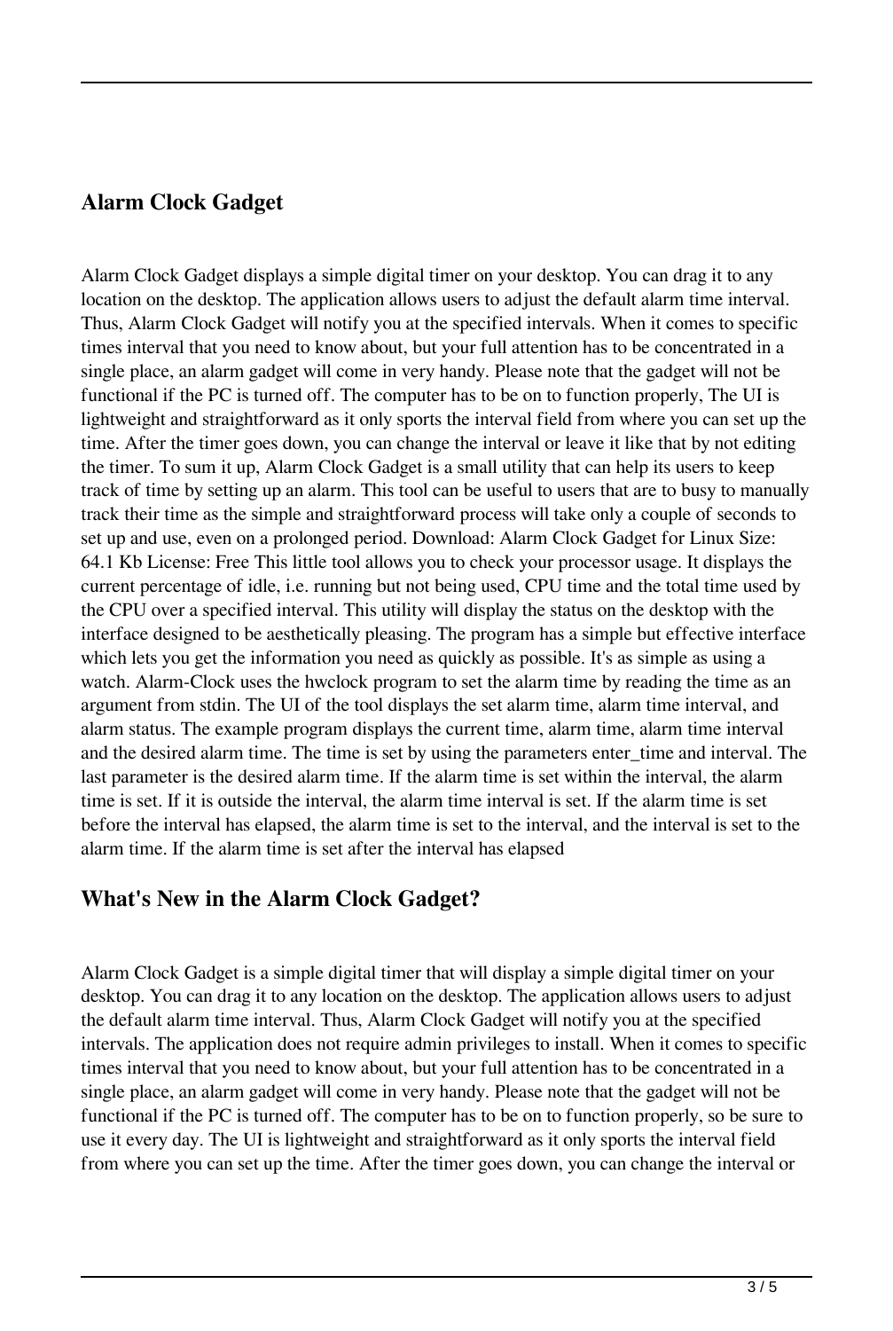## Alarm Clock Gadget

Alarm Clock Gadget displays a simple digital timer on your desktop. You can drag it to any location on the desktop. The application allows users to adjust the default alarm time interval. Thus, Alarm Clock Gadget will notify you at the specified intervals. When it comes to specific times interval that you need to know about, but your full attention has to be concentrated in a single place, an alarm gadget will come in very handy. Please note that the gadget will not be functional if the PC is turned off. The computer has to be on to function properly, The UI is lightweight and straightforward as it only sports the interval field from where you can set up the time. After the timer goes down, you can change the interval or leave it like that by not editing the timer. To sum it up, Alarm Clock Gadget is a small utility that can help its users to keep track of time by setting up an alarm. This tool can be useful to users that are to busy to manually track their time as the simple and straightforward process will take only a couple of seconds to set up and use, even on a prolonged period. Download: Alarm Clock Gadget for Linux Size: 64.1 Kb License: Free This little tool allows you to check your processor usage. It displays the current percentage of idle, i.e. running but not being used, CPU time and the total time used by the CPU over a specified interval. This utility will display the status on the desktop with the interface designed to be aesthetically pleasing. The program has a simple but effective interface which lets you get the information you need as quickly as possible. It's as simple as using a watch. Alarm-Clock uses the hwclock program to set the alarm time by reading the time as an argument from stdin. The UI of the tool displays the set alarm time, alarm time interval, and alarm status. The example program displays the current time, alarm time, alarm time interval and the desired alarm time. The time is set by using the parameters enter_time and interval. The last parameter is the desired alarm time. If the alarm time is set within the interval, the alarm time is set. If it is outside the interval, the alarm time interval is set. If the alarm time is set before the interval has elapsed, the alarm time is set to the interval, and the interval is set to the alarm time. If the alarm time is set after the interval has elapsed

## What's New in the Alarm Clock Gadget?

Alarm Clock Gadget is a simple digital timer that will display a simple digital timer on your desktop. You can drag it to any location on the desktop. The application allows users to adjust the default alarm time interval. Thus, Alarm Clock Gadget will notify you at the specified intervals. The application does not require admin privileges to install. When it comes to specific times interval that you need to know about, but your full attention has to be concentrated in a single place, an alarm gadget will come in very handy. Please note that the gadget will not be functional if the PC is turned off. The computer has to be on to function properly, so be sure to use it every day. The UI is lightweight and straightforward as it only sports the interval field from where you can set up the time. After the timer goes down, you can change the interval or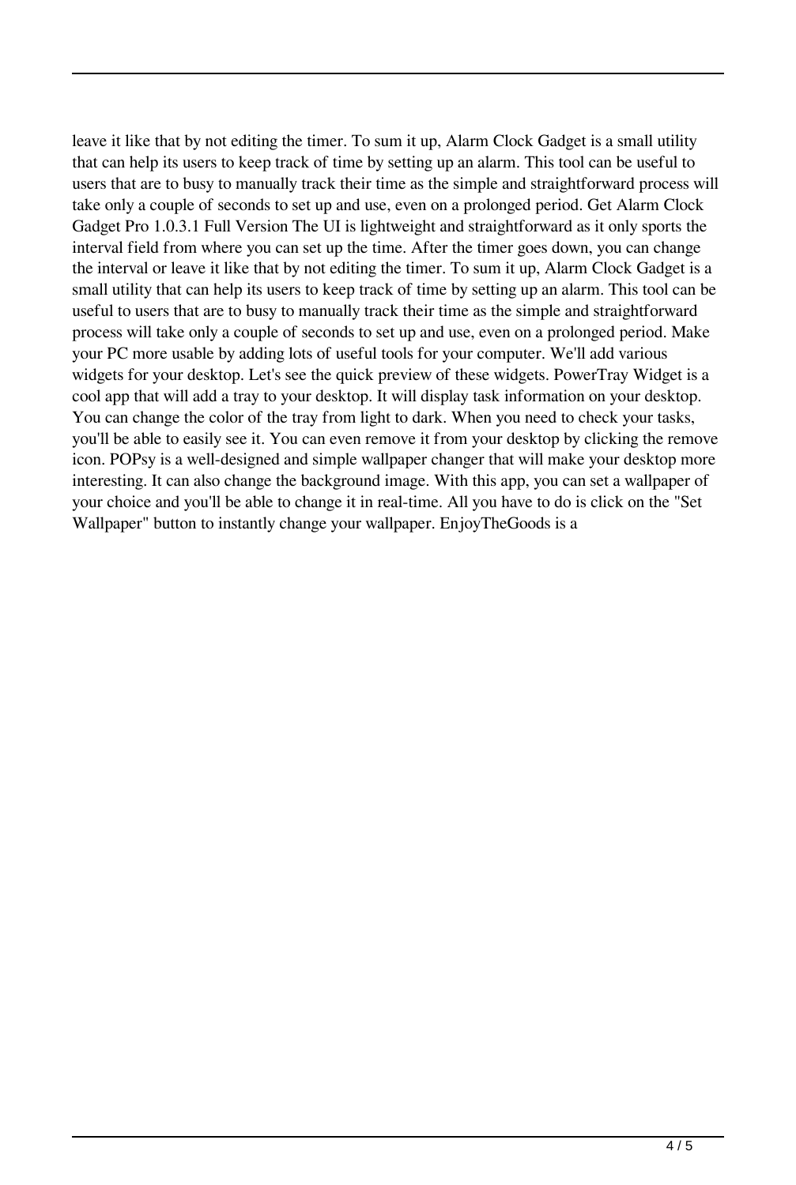leave it like that by not editing the timer. To sum it up, Alarm Clock Gadget is a small utility that can help its users to keep track of time by setting up an alarm. This tool can be useful to users that are to busy to manually track their time as the simple and straightforward process will take only a couple of seconds to set up and use, even on a prolonged period. Get Alarm Clock Gadget Pro 1.0.3.1 Full Version The UI is lightweight and straightforward as it only sports the interval field from where you can set up the time. After the timer goes down, you can change the interval or leave it like that by not editing the timer. To sum it up, Alarm Clock Gadget is a small utility that can help its users to keep track of time by setting up an alarm. This tool can be useful to users that are to busy to manually track their time as the simple and straightforward process will take only a couple of seconds to set up and use, even on a prolonged period. Make your PC more usable by adding lots of useful tools for your computer. We'll add various widgets for your desktop. Let's see the quick preview of these widgets. PowerTray Widget is a cool app that will add a tray to your desktop. It will display task information on your desktop. You can change the color of the tray from light to dark. When you need to check your tasks, you'll be able to easily see it. You can even remove it from your desktop by clicking the remove icon. POPsy is a well-designed and simple wallpaper changer that will make your desktop more interesting. It can also change the background image. With this app, you can set a wallpaper of your choice and you'll be able to change it in real-time. All you have to do is click on the "Set Wallpaper" button to instantly change your wallpaper. EnjoyTheGoods is a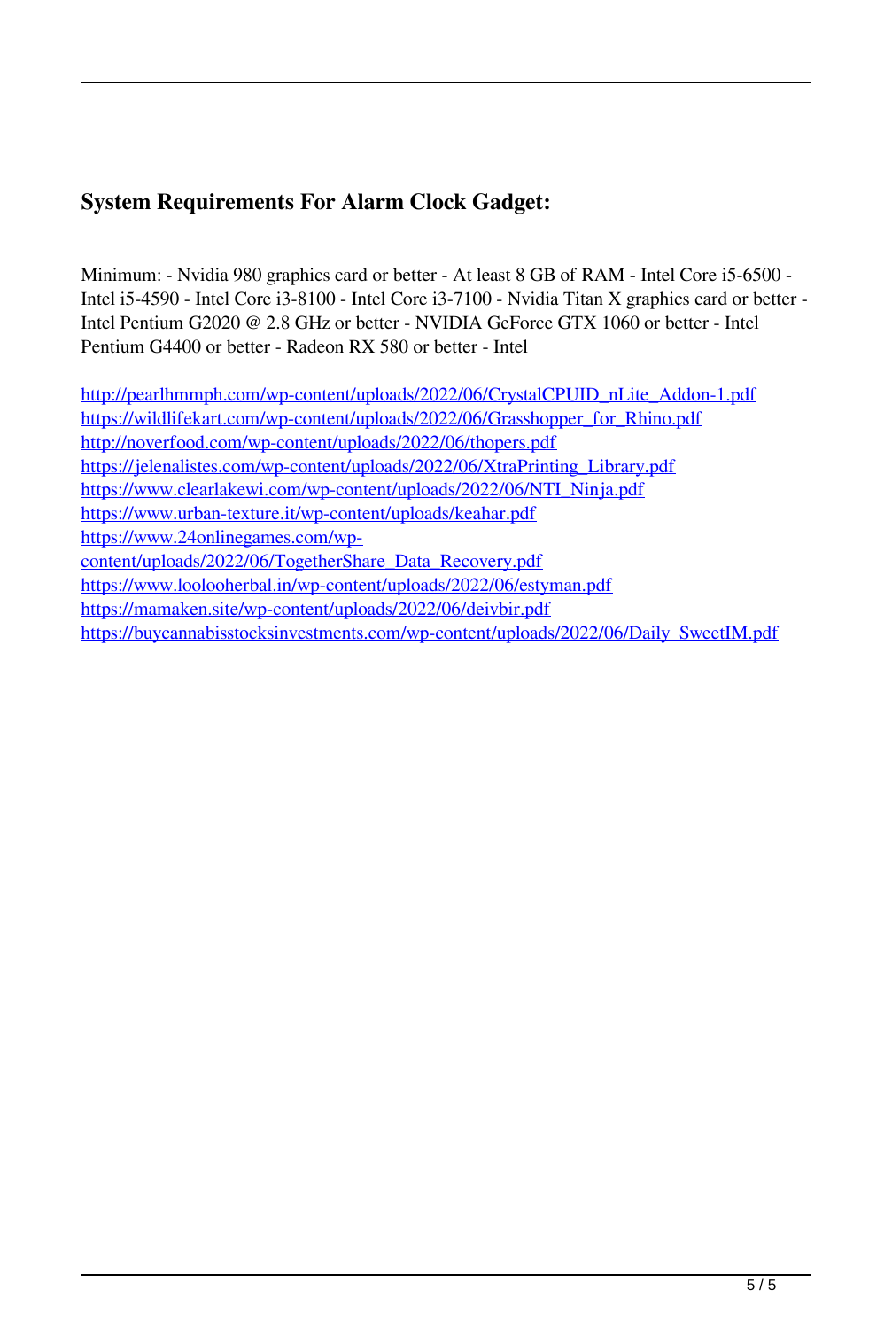## System Requirements For Alarm Clock Gadget:

Minimum: - Nvidia 980 graphics card or better - At least 8 GB of RAM - Intel Core i5-6500 - Intel i5-4590 - Intel Core i3-8100 - Intel Core i3-7100 - Nvidia Titan X graphics card or better - Intel Pentium G2020 @ 2.8 GHz or better - NVIDIA GeForce GTX 1060 or better - Intel Pentium G4400 or better - Radeon RX 580 or better - Intel

http://pearlhmmph.com/wp-content/uploads/2022/06/CrystalCPUID_nLite_Addon-1.pdf
https://wildlifekart.com/wp-content/uploads/2022/06/Grasshopper_for_Rhino.pdf
http://noverfood.com/wp-content/uploads/2022/06/thopers.pdf
https://jelenalistes.com/wp-content/uploads/2022/06/XtraPrinting_Library.pdf
https://www.clearlakewi.com/wp-content/uploads/2022/06/NTI_Ninja.pdf
https://www.urban-texture.it/wp-content/uploads/keahar.pdf
https://www.24onlinegames.com/wp-content/uploads/2022/06/TogetherShare_Data_Recovery.pdf
https://www.loolooherbal.in/wp-content/uploads/2022/06/estyman.pdf
https://mamaken.site/wp-content/uploads/2022/06/deivbir.pdf
https://buycannabisstocksinvestments.com/wp-content/uploads/2022/06/Daily_SweetIM.pdf